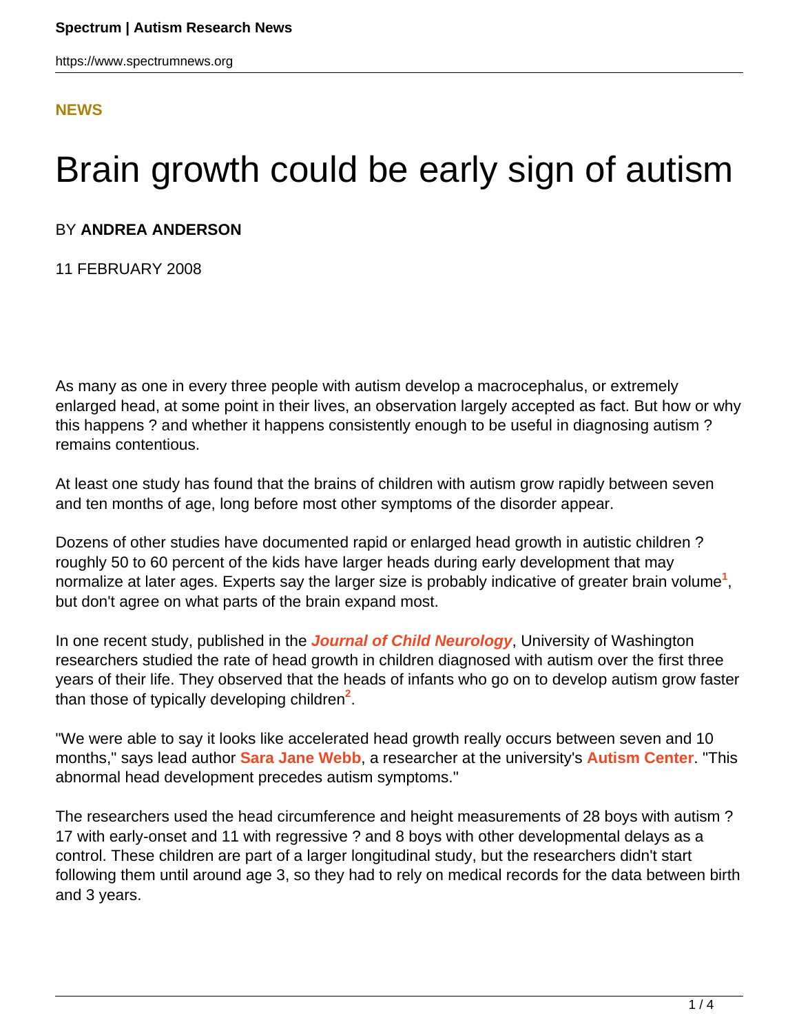**NEWS**

# Brain growth could be early sign of autism

BY **ANDREA ANDERSON**

11 FEBRUARY 2008

As many as one in every three people with autism develop a macrocephalus, or extremely enlarged head, at some point in their lives, an observation largely accepted as fact. But how or why this happens ? and whether it happens consistently enough to be useful in diagnosing autism ? remains contentious.

At least one study has found that the brains of children with autism grow rapidly between seven and ten months of age, long before most other symptoms of the disorder appear.

Dozens of other studies have documented rapid or enlarged head growth in autistic children ? roughly 50 to 60 percent of the kids have larger heads during early development that may normalize at later ages. Experts say the larger size is probably indicative of greater brain volume[1], but don't agree on what parts of the brain expand most.

In one recent study, published in the ***Journal of Child Neurology***, University of Washington researchers studied the rate of head growth in children diagnosed with autism over the first three years of their life. They observed that the heads of infants who go on to develop autism grow faster than those of typically developing children[2].

"We were able to say it looks like accelerated head growth really occurs between seven and 10 months," says lead author **Sara Jane Webb**, a researcher at the university's **Autism Center**. "This abnormal head development precedes autism symptoms."

The researchers used the head circumference and height measurements of 28 boys with autism ? 17 with early-onset and 11 with regressive ? and 8 boys with other developmental delays as a control. These children are part of a larger longitudinal study, but the researchers didn't start following them until around age 3, so they had to rely on medical records for the data between birth and 3 years.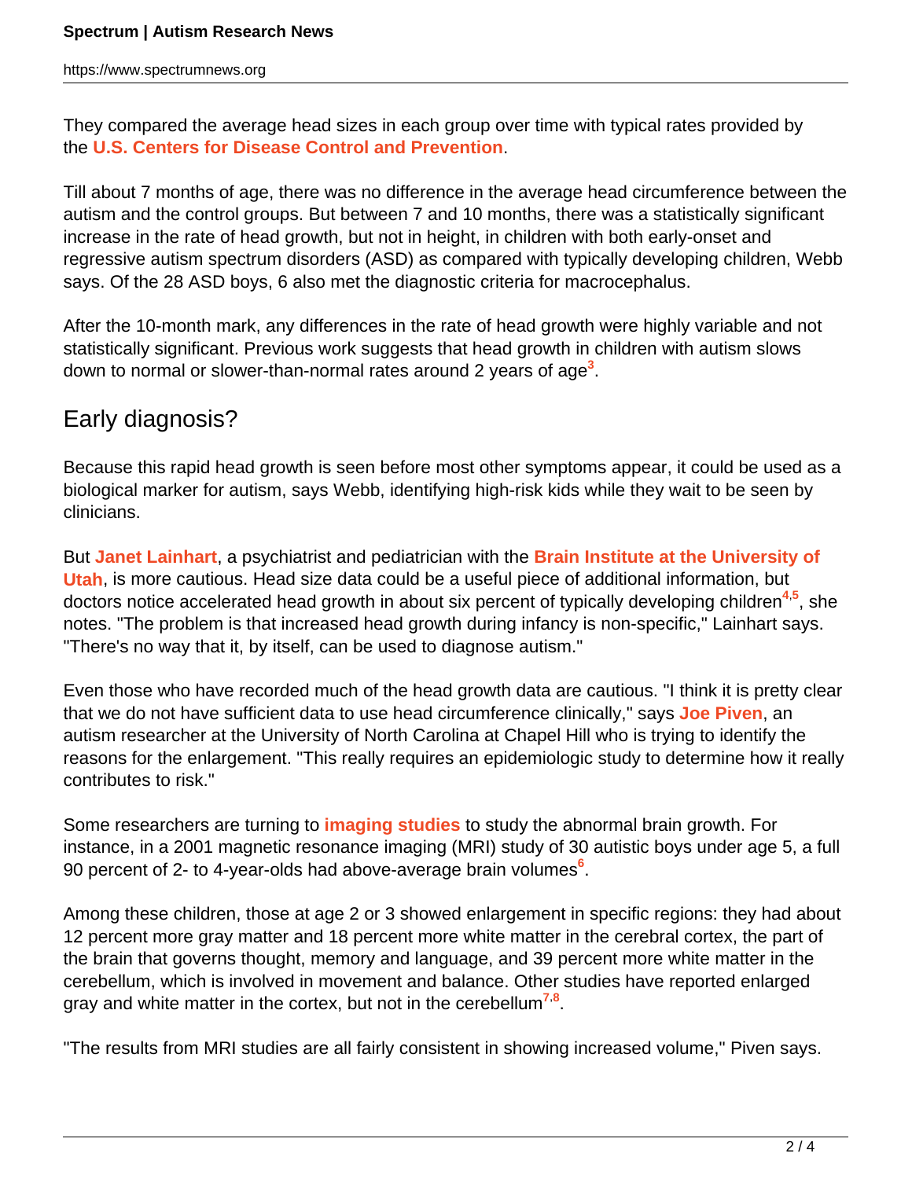They compared the average head sizes in each group over time with typical rates provided by the **U.S. Centers for Disease Control and Prevention**.

Till about 7 months of age, there was no difference in the average head circumference between the autism and the control groups. But between 7 and 10 months, there was a statistically significant increase in the rate of head growth, but not in height, in children with both early-onset and regressive autism spectrum disorders (ASD) as compared with typically developing children, Webb says. Of the 28 ASD boys, 6 also met the diagnostic criteria for macrocephalus.

After the 10-month mark, any differences in the rate of head growth were highly variable and not statistically significant. Previous work suggests that head growth in children with autism slows down to normal or slower-than-normal rates around 2 years of age[3].

## Early diagnosis?

Because this rapid head growth is seen before most other symptoms appear, it could be used as a biological marker for autism, says Webb, identifying high-risk kids while they wait to be seen by clinicians.

But **Janet Lainhart**, a psychiatrist and pediatrician with the **Brain Institute at the University of Utah**, is more cautious. Head size data could be a useful piece of additional information, but doctors notice accelerated head growth in about six percent of typically developing children[4,5], she notes. "The problem is that increased head growth during infancy is non-specific," Lainhart says. "There's no way that it, by itself, can be used to diagnose autism."

Even those who have recorded much of the head growth data are cautious. "I think it is pretty clear that we do not have sufficient data to use head circumference clinically," says **Joe Piven**, an autism researcher at the University of North Carolina at Chapel Hill who is trying to identify the reasons for the enlargement. "This really requires an epidemiologic study to determine how it really contributes to risk."

Some researchers are turning to **imaging studies** to study the abnormal brain growth. For instance, in a 2001 magnetic resonance imaging (MRI) study of 30 autistic boys under age 5, a full 90 percent of 2- to 4-year-olds had above-average brain volumes[6].

Among these children, those at age 2 or 3 showed enlargement in specific regions: they had about 12 percent more gray matter and 18 percent more white matter in the cerebral cortex, the part of the brain that governs thought, memory and language, and 39 percent more white matter in the cerebellum, which is involved in movement and balance. Other studies have reported enlarged gray and white matter in the cortex, but not in the cerebellum[7,8].

"The results from MRI studies are all fairly consistent in showing increased volume," Piven says.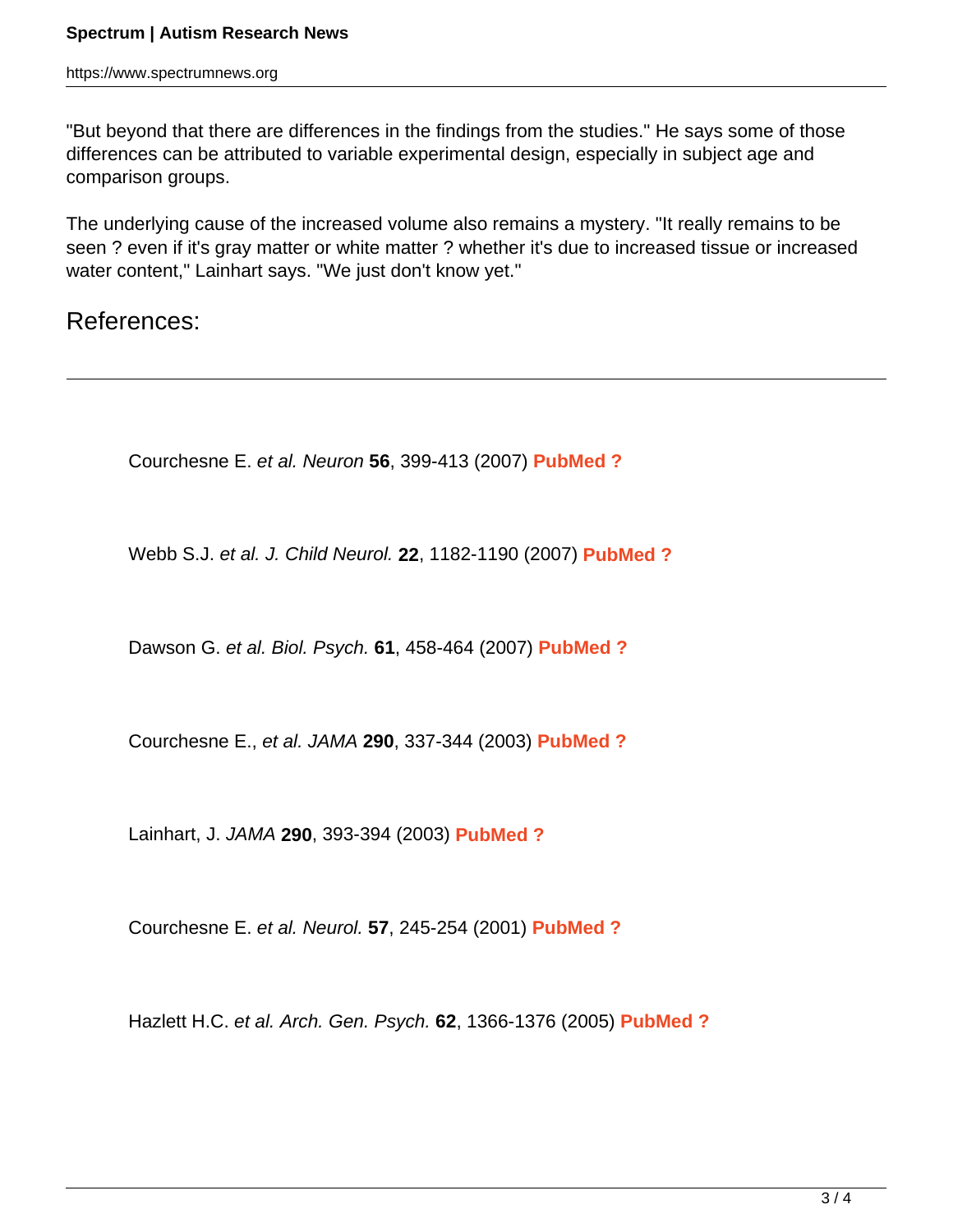"But beyond that there are differences in the findings from the studies." He says some of those differences can be attributed to variable experimental design, especially in subject age and comparison groups.

The underlying cause of the increased volume also remains a mystery. "It really remains to be seen ? even if it's gray matter or white matter ? whether it's due to increased tissue or increased water content," Lainhart says. "We just don't know yet."

## References:

---

Courchesne E. *et al. Neuron* **56**, 399-413 (2007) **PubMed ?**

Webb S.J. *et al. J. Child Neurol.* **22**, 1182-1190 (2007) **PubMed ?**

Dawson G. *et al. Biol. Psych.* **61**, 458-464 (2007) **PubMed ?**

Courchesne E., *et al. JAMA* **290**, 337-344 (2003) **PubMed ?**

Lainhart, J. *JAMA* **290**, 393-394 (2003) **PubMed ?**

Courchesne E. *et al. Neurol.* **57**, 245-254 (2001) **PubMed ?**

Hazlett H.C. *et al. Arch. Gen. Psych.* **62**, 1366-1376 (2005) **PubMed ?**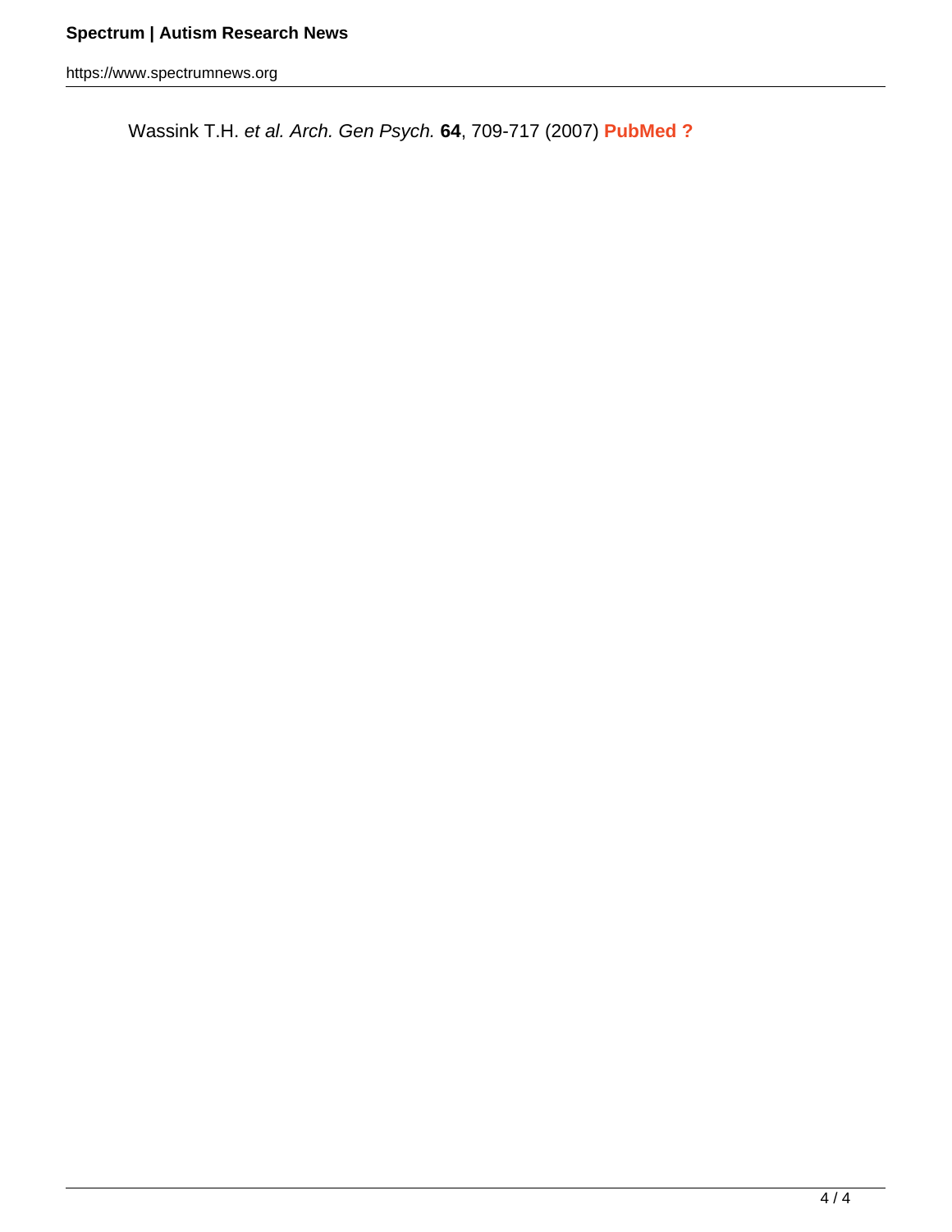Wassink T.H. *et al. Arch. Gen Psych.* **64**, 709-717 (2007) **PubMed ?**